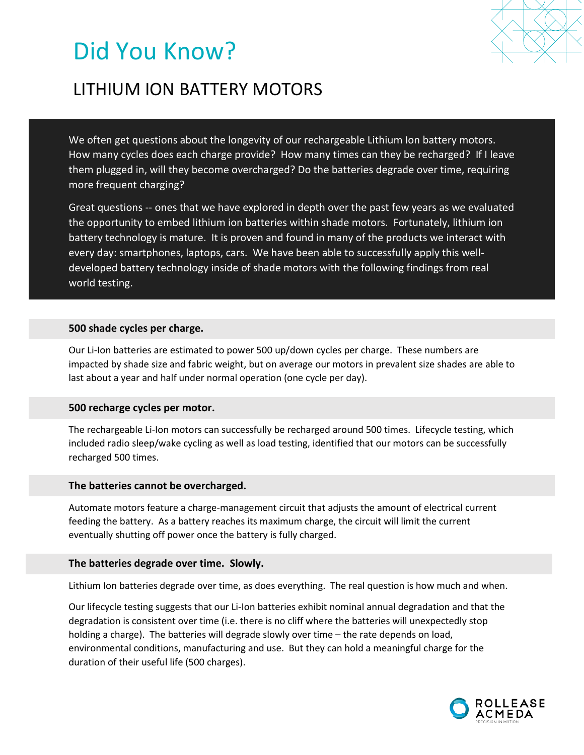# Did You Know?

## LITHIUM ION BATTERY MOTORS

We often get questions about the longevity of our rechargeable Lithium Ion battery motors. How many cycles does each charge provide? How many times can they be recharged? If I leave them plugged in, will they become overcharged? Do the batteries degrade over time, requiring more frequent charging?

Great questions -- ones that we have explored in depth over the past few years as we evaluated the opportunity to embed lithium ion batteries within shade motors. Fortunately, lithium ion battery technology is mature. It is proven and found in many of the products we interact with every day: smartphones, laptops, cars. We have been able to successfully apply this well-developed battery technology inside of shade motors with the following findings from real world testing.

### 500 shade cycles per charge.

Our Li-Ion batteries are estimated to power 500 up/down cycles per charge. These numbers are impacted by shade size and fabric weight, but on average our motors in prevalent size shades are able to last about a year and half under normal operation (one cycle per day).

### 500 recharge cycles per motor.

The rechargeable Li-Ion motors can successfully be recharged around 500 times. Lifecycle testing, which included radio sleep/wake cycling as well as load testing, identified that our motors can be successfully recharged 500 times.

### The batteries cannot be overcharged.

Automate motors feature a charge-management circuit that adjusts the amount of electrical current feeding the battery. As a battery reaches its maximum charge, the circuit will limit the current eventually shutting off power once the battery is fully charged.

### The batteries degrade over time. Slowly.

Lithium Ion batteries degrade over time, as does everything. The real question is how much and when.

Our lifecycle testing suggests that our Li-Ion batteries exhibit nominal annual degradation and that the degradation is consistent over time (i.e. there is no cliff where the batteries will unexpectedly stop holding a charge). The batteries will degrade slowly over time – the rate depends on load, environmental conditions, manufacturing and use. But they can hold a meaningful charge for the duration of their useful life (500 charges).

ROLLEASE ACMEDA
PRECISION IN MOTION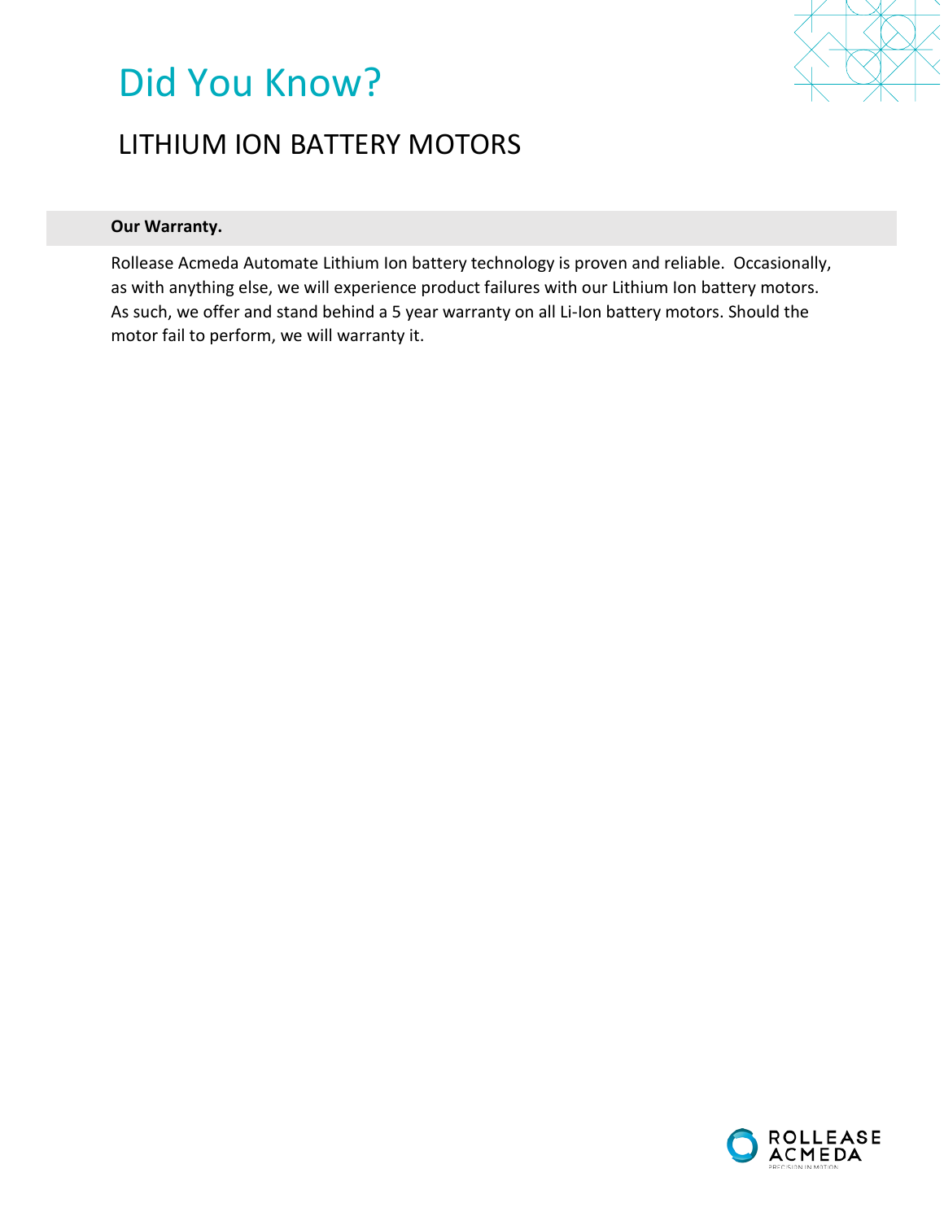# Did You Know?

## LITHIUM ION BATTERY MOTORS

**Our Warranty.**

Rollease Acmeda Automate Lithium Ion battery technology is proven and reliable. Occasionally, as with anything else, we will experience product failures with our Lithium Ion battery motors. As such, we offer and stand behind a 5 year warranty on all Li-Ion battery motors. Should the motor fail to perform, we will warranty it.